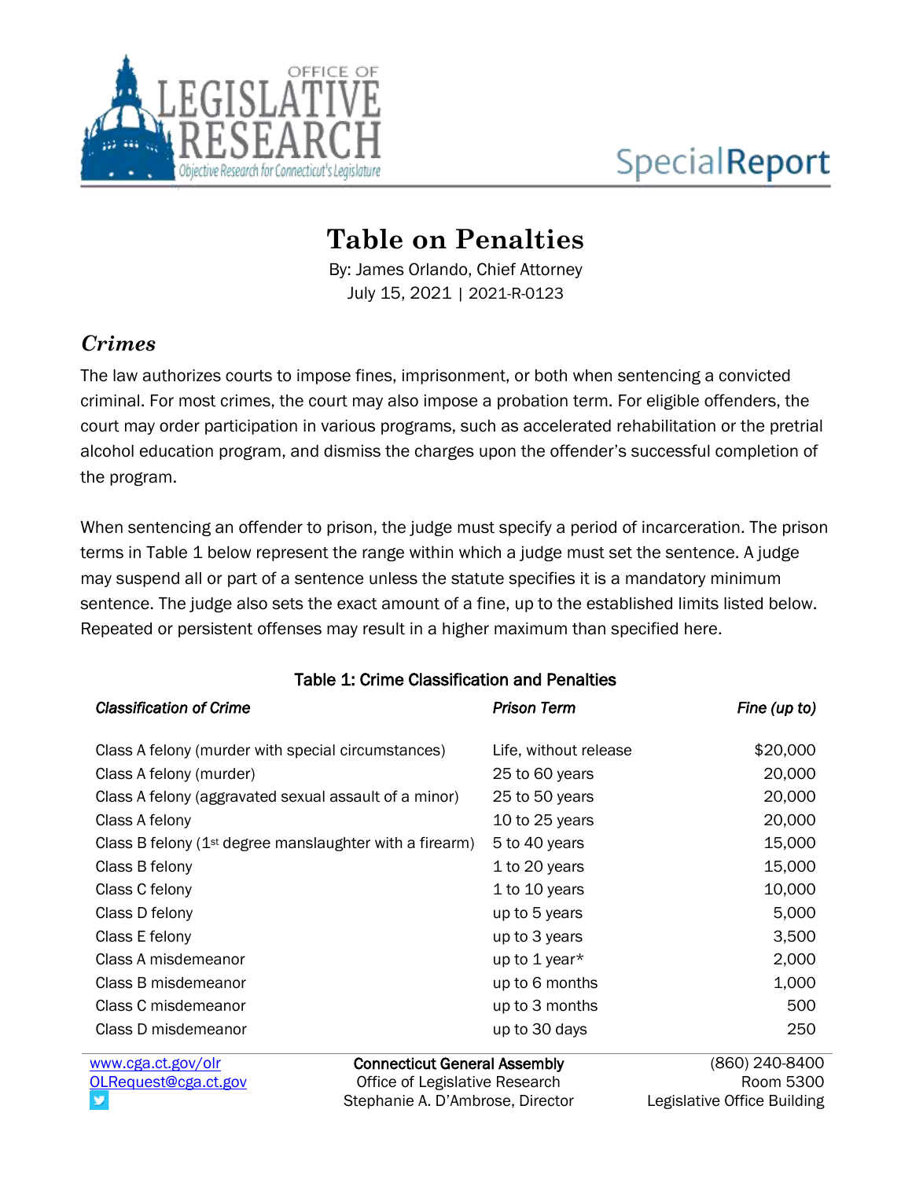# Table on Penalties

By: James Orlando, Chief Attorney
July 15, 2021 | 2021-R-0123

## *Crimes*

The law authorizes courts to impose fines, imprisonment, or both when sentencing a convicted criminal. For most crimes, the court may also impose a probation term. For eligible offenders, the court may order participation in various programs, such as accelerated rehabilitation or the pretrial alcohol education program, and dismiss the charges upon the offender's successful completion of the program.

When sentencing an offender to prison, the judge must specify a period of incarceration. The prison terms in Table 1 below represent the range within which a judge must set the sentence. A judge may suspend all or part of a sentence unless the statute specifies it is a mandatory minimum sentence. The judge also sets the exact amount of a fine, up to the established limits listed below. Repeated or persistent offenses may result in a higher maximum than specified here.

**Table 1: Crime Classification and Penalties**

| *Classification of Crime* | *Prison Term* | *Fine (up to)* |
|---|---|---|
| Class A felony (murder with special circumstances) | Life, without release | $20,000 |
| Class A felony (murder) | 25 to 60 years | 20,000 |
| Class A felony (aggravated sexual assault of a minor) | 25 to 50 years | 20,000 |
| Class A felony | 10 to 25 years | 20,000 |
| Class B felony (1st degree manslaughter with a firearm) | 5 to 40 years | 15,000 |
| Class B felony | 1 to 20 years | 15,000 |
| Class C felony | 1 to 10 years | 10,000 |
| Class D felony | up to 5 years | 5,000 |
| Class E felony | up to 3 years | 3,500 |
| Class A misdemeanor | up to 1 year* | 2,000 |
| Class B misdemeanor | up to 6 months | 1,000 |
| Class C misdemeanor | up to 3 months | 500 |
| Class D misdemeanor | up to 30 days | 250 |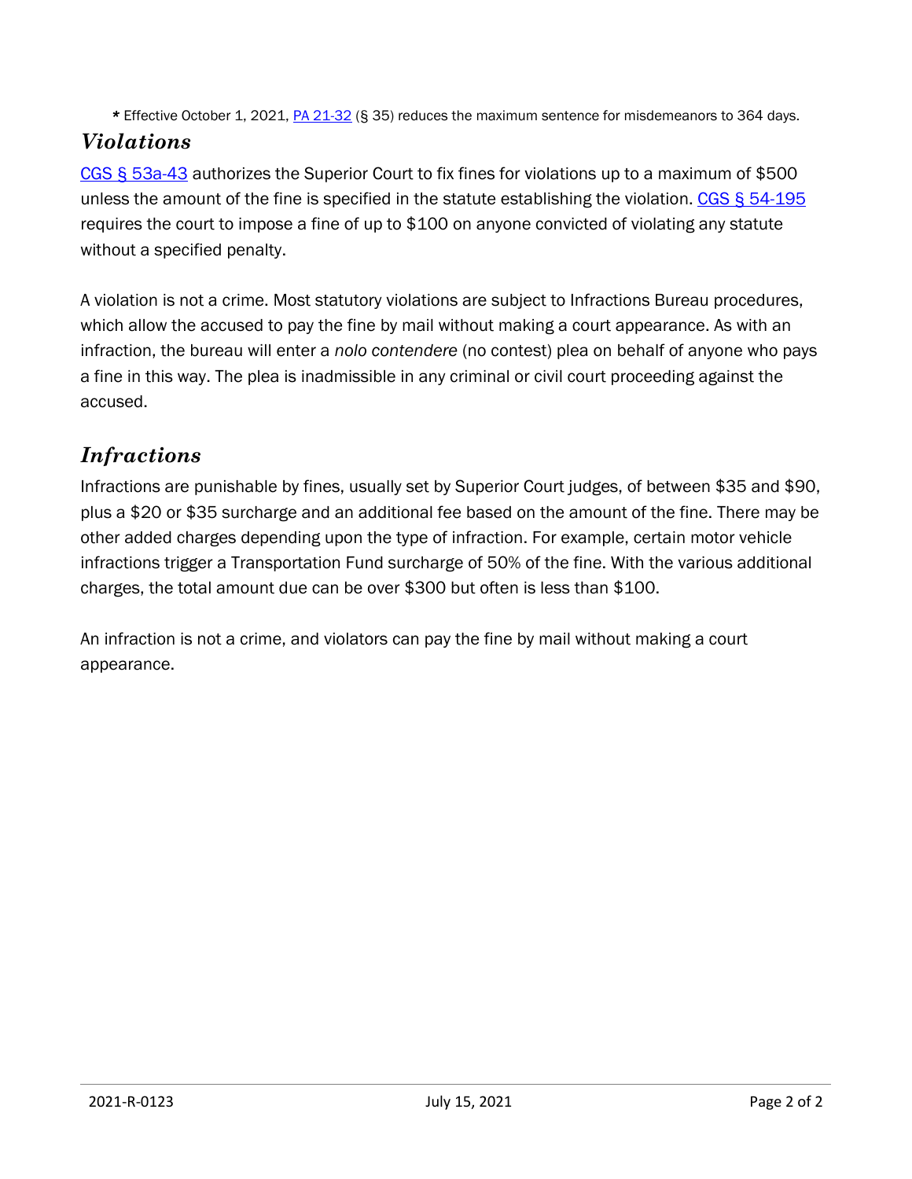* Effective October 1, 2021, PA 21-32 (§ 35) reduces the maximum sentence for misdemeanors to 364 days.

## *Violations*

CGS § 53a-43 authorizes the Superior Court to fix fines for violations up to a maximum of $500 unless the amount of the fine is specified in the statute establishing the violation. CGS § 54-195 requires the court to impose a fine of up to $100 on anyone convicted of violating any statute without a specified penalty.

A violation is not a crime. Most statutory violations are subject to Infractions Bureau procedures, which allow the accused to pay the fine by mail without making a court appearance. As with an infraction, the bureau will enter a *nolo contendere* (no contest) plea on behalf of anyone who pays a fine in this way. The plea is inadmissible in any criminal or civil court proceeding against the accused.

## *Infractions*

Infractions are punishable by fines, usually set by Superior Court judges, of between $35 and $90, plus a $20 or $35 surcharge and an additional fee based on the amount of the fine. There may be other added charges depending upon the type of infraction. For example, certain motor vehicle infractions trigger a Transportation Fund surcharge of 50% of the fine. With the various additional charges, the total amount due can be over $300 but often is less than $100.

An infraction is not a crime, and violators can pay the fine by mail without making a court appearance.